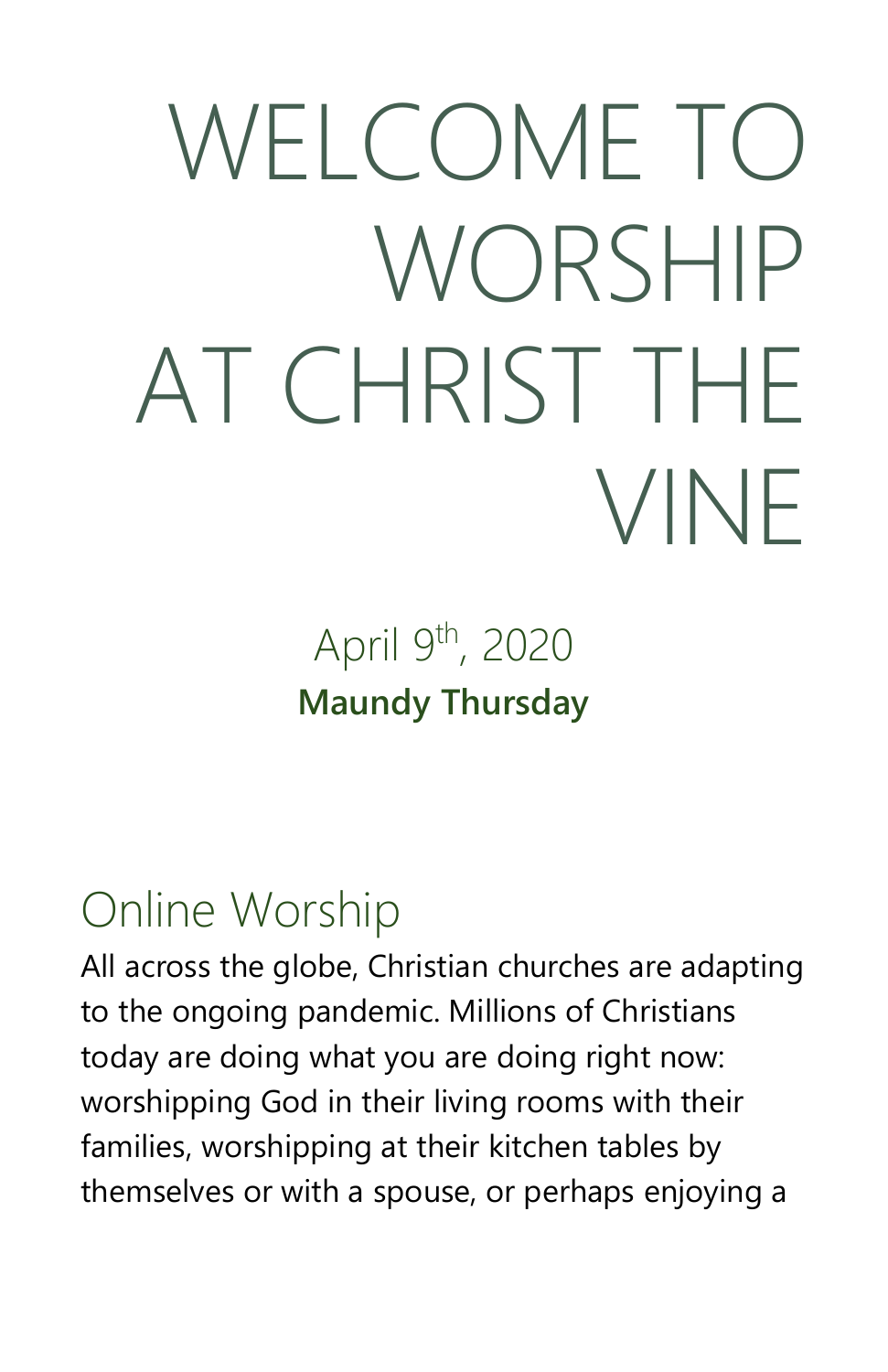# WELCOME TO WORSHIP AT CHRIST THE VINE

April 9th, 2020

**Maundy Thursday**

## Online Worship

All across the globe, Christian churches are adapting to the ongoing pandemic. Millions of Christians today are doing what you are doing right now: worshipping God in their living rooms with their families, worshipping at their kitchen tables by themselves or with a spouse, or perhaps enjoying a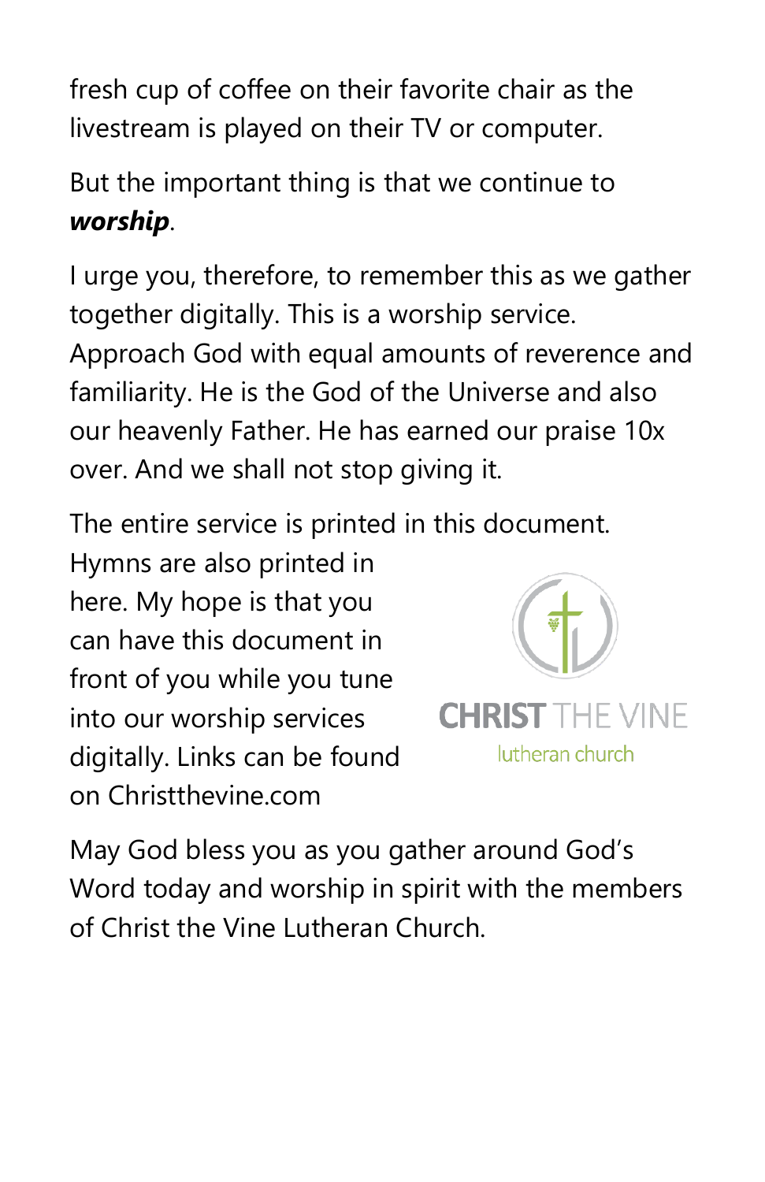fresh cup of coffee on their favorite chair as the livestream is played on their TV or computer.

But the important thing is that we continue to ***worship***.

I urge you, therefore, to remember this as we gather together digitally. This is a worship service. Approach God with equal amounts of reverence and familiarity. He is the God of the Universe and also our heavenly Father. He has earned our praise 10x over. And we shall not stop giving it.

The entire service is printed in this document. Hymns are also printed in here. My hope is that you can have this document in front of you while you tune into our worship services digitally. Links can be found on Christthevine.com

CHRIST THE VINE lutheran church

May God bless you as you gather around God's Word today and worship in spirit with the members of Christ the Vine Lutheran Church.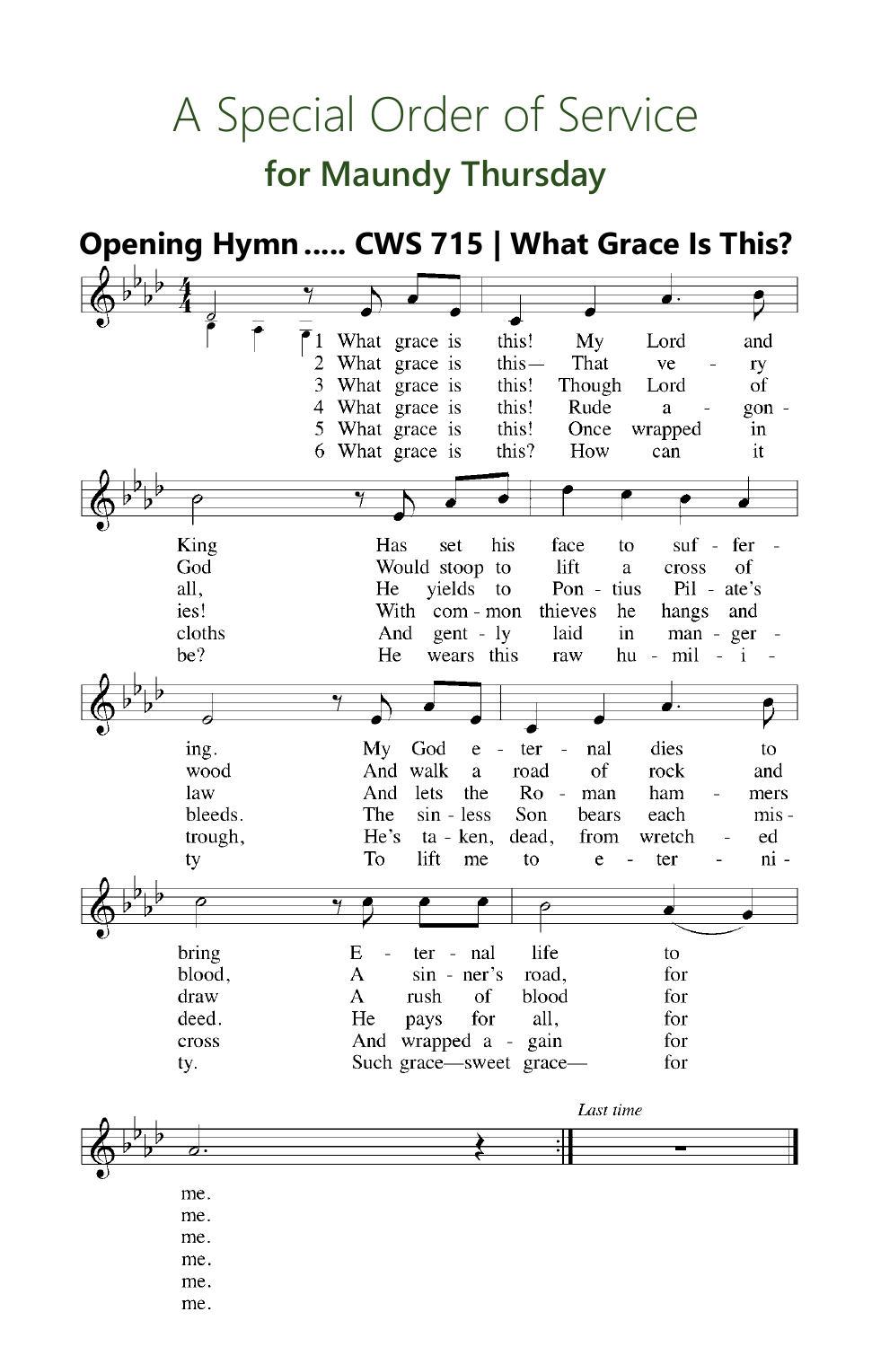# A Special Order of Service

## for Maundy Thursday

### Opening Hymn ..... CWS 715 | What Grace Is This?

1. What grace is this! My Lord and King Has set his face to suf - fer - ing. My God e - ter - nal dies to bring E - ter - nal life to me.

2. What grace is this— That ve - ry God Would stoop to lift a cross of wood And walk a road of rock and blood, A sin - ner's road, for me.

3. What grace is this! Though Lord of all, He yields to Pon - tius Pil - ate's law And lets the Ro - man ham - mers draw A rush of blood for me.

4. What grace is this! Rude a - gon - ies! With com - mon thieves he hangs and bleeds. The sin - less Son bears each mis - deed. He pays for all, for me.

5. What grace is this! Once wrapped in cloths And gent - ly laid in man - ger - trough, He's ta - ken, dead, from wretch - ed cross And wrapped a - gain for me.

6. What grace is this? How can it be? He wears this raw hu - mil - i - ty To lift me to e - ter - ni - ty. Such grace—sweet grace— for me.

*Last time*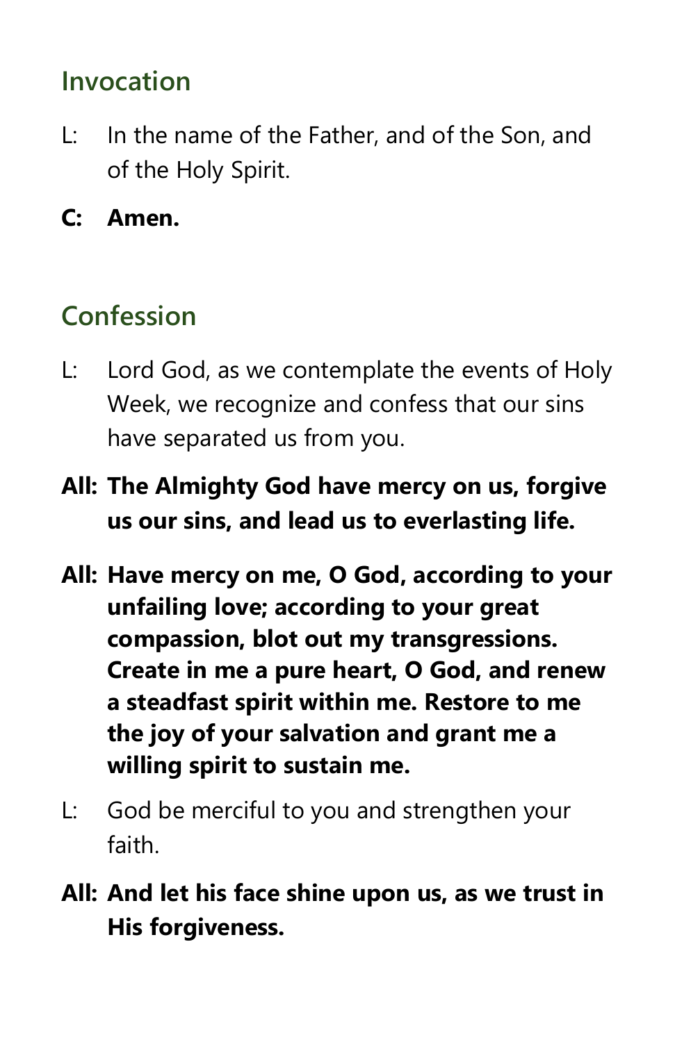## Invocation

L: In the name of the Father, and of the Son, and of the Holy Spirit.

**C: Amen.**

## Confession

L: Lord God, as we contemplate the events of Holy Week, we recognize and confess that our sins have separated us from you.

**All: The Almighty God have mercy on us, forgive us our sins, and lead us to everlasting life.**

**All: Have mercy on me, O God, according to your unfailing love; according to your great compassion, blot out my transgressions. Create in me a pure heart, O God, and renew a steadfast spirit within me. Restore to me the joy of your salvation and grant me a willing spirit to sustain me.**

L: God be merciful to you and strengthen your faith.

**All: And let his face shine upon us, as we trust in His forgiveness.**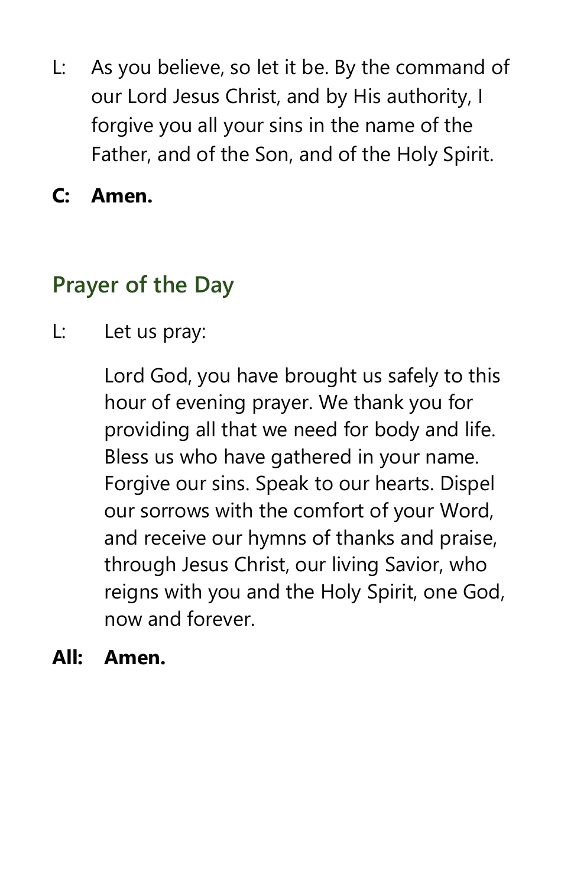L: As you believe, so let it be. By the command of our Lord Jesus Christ, and by His authority, I forgive you all your sins in the name of the Father, and of the Son, and of the Holy Spirit.

**C: Amen.**

## Prayer of the Day

L: Let us pray:

Lord God, you have brought us safely to this hour of evening prayer. We thank you for providing all that we need for body and life. Bless us who have gathered in your name. Forgive our sins. Speak to our hearts. Dispel our sorrows with the comfort of your Word, and receive our hymns of thanks and praise, through Jesus Christ, our living Savior, who reigns with you and the Holy Spirit, one God, now and forever.

**All: Amen.**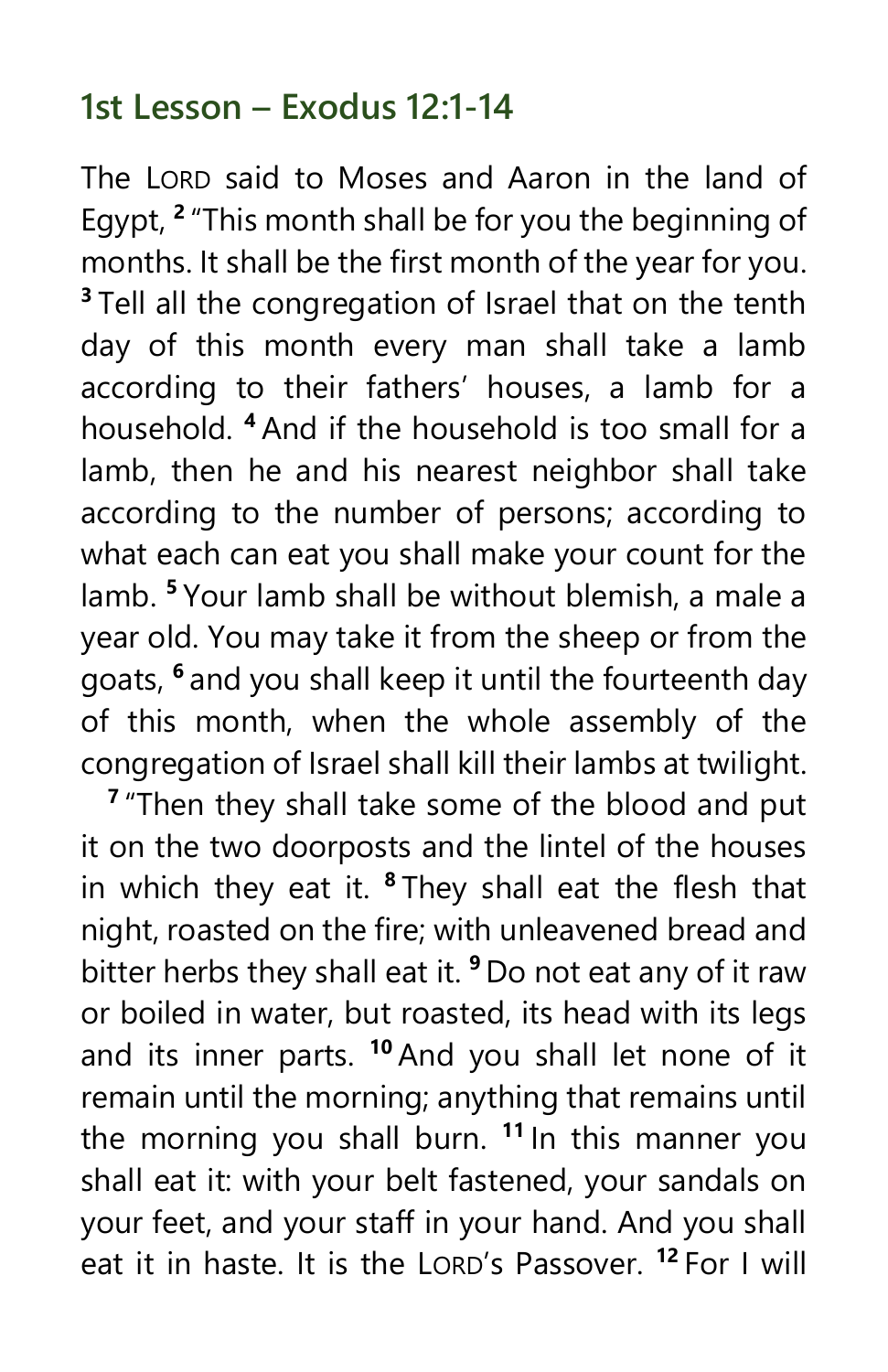## 1st Lesson – Exodus 12:1-14

The LORD said to Moses and Aaron in the land of Egypt, [2] "This month shall be for you the beginning of months. It shall be the first month of the year for you. [3] Tell all the congregation of Israel that on the tenth day of this month every man shall take a lamb according to their fathers' houses, a lamb for a household. [4] And if the household is too small for a lamb, then he and his nearest neighbor shall take according to the number of persons; according to what each can eat you shall make your count for the lamb. [5] Your lamb shall be without blemish, a male a year old. You may take it from the sheep or from the goats, [6] and you shall keep it until the fourteenth day of this month, when the whole assembly of the congregation of Israel shall kill their lambs at twilight.

[7] "Then they shall take some of the blood and put it on the two doorposts and the lintel of the houses in which they eat it. [8] They shall eat the flesh that night, roasted on the fire; with unleavened bread and bitter herbs they shall eat it. [9] Do not eat any of it raw or boiled in water, but roasted, its head with its legs and its inner parts. [10] And you shall let none of it remain until the morning; anything that remains until the morning you shall burn. [11] In this manner you shall eat it: with your belt fastened, your sandals on your feet, and your staff in your hand. And you shall eat it in haste. It is the LORD's Passover. [12] For I will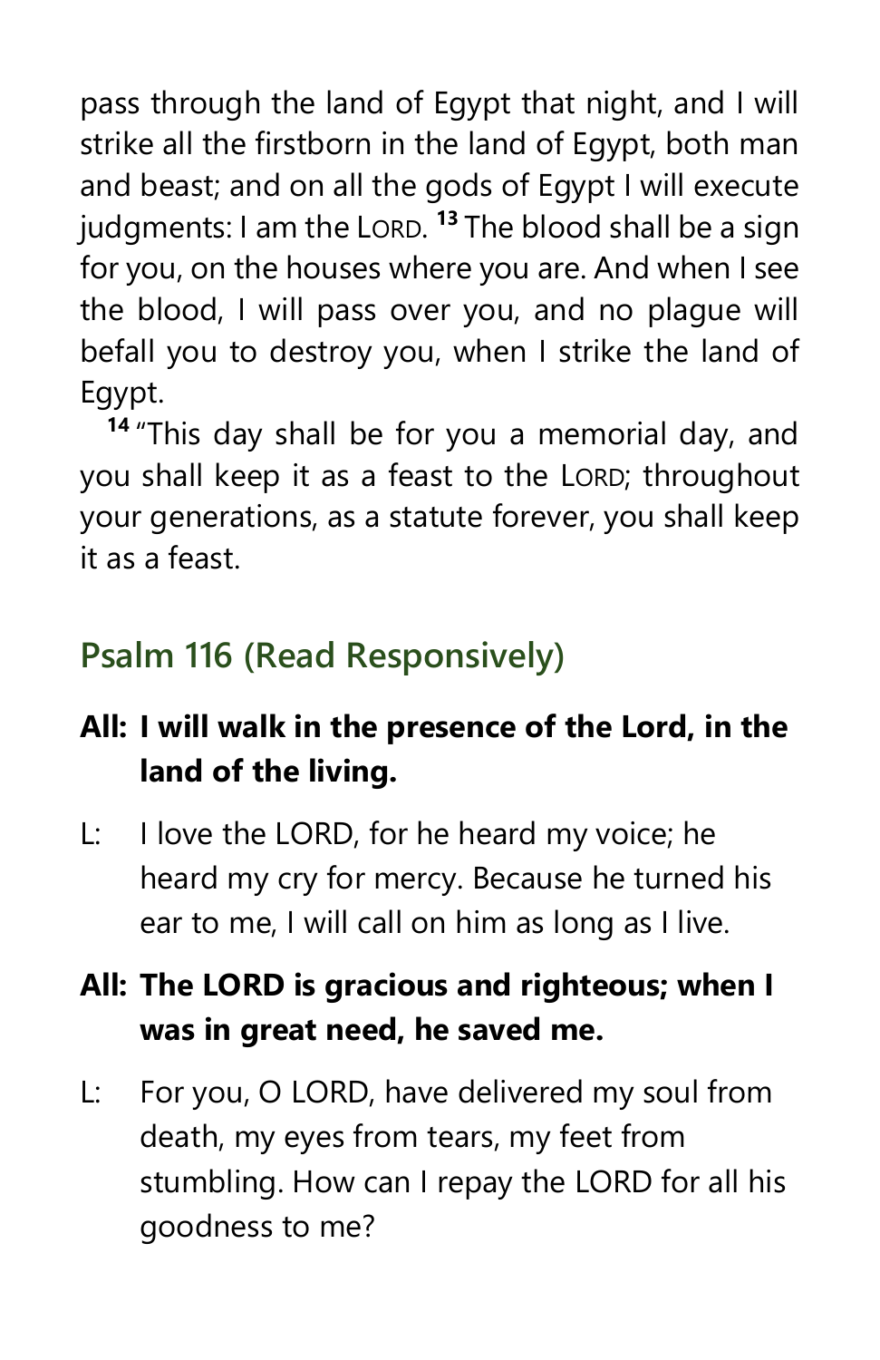pass through the land of Egypt that night, and I will strike all the firstborn in the land of Egypt, both man and beast; and on all the gods of Egypt I will execute judgments: I am the LORD. [13] The blood shall be a sign for you, on the houses where you are. And when I see the blood, I will pass over you, and no plague will befall you to destroy you, when I strike the land of Egypt.

[14] "This day shall be for you a memorial day, and you shall keep it as a feast to the LORD; throughout your generations, as a statute forever, you shall keep it as a feast.

## Psalm 116 (Read Responsively)

**All: I will walk in the presence of the Lord, in the land of the living.**

L: I love the LORD, for he heard my voice; he heard my cry for mercy. Because he turned his ear to me, I will call on him as long as I live.

**All: The LORD is gracious and righteous; when I was in great need, he saved me.**

L: For you, O LORD, have delivered my soul from death, my eyes from tears, my feet from stumbling. How can I repay the LORD for all his goodness to me?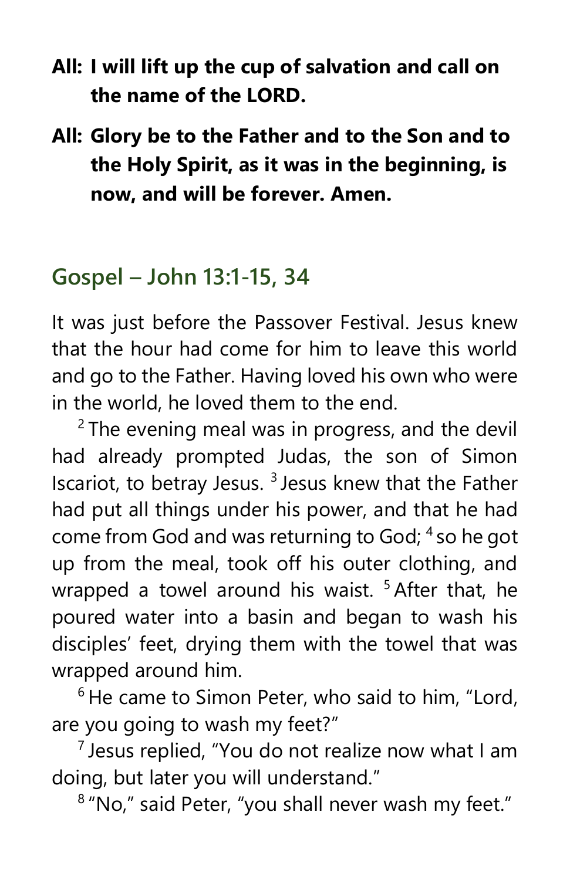**All: I will lift up the cup of salvation and call on the name of the LORD.**

**All: Glory be to the Father and to the Son and to the Holy Spirit, as it was in the beginning, is now, and will be forever. Amen.**

## Gospel – John 13:1-15, 34

It was just before the Passover Festival. Jesus knew that the hour had come for him to leave this world and go to the Father. Having loved his own who were in the world, he loved them to the end.

[2] The evening meal was in progress, and the devil had already prompted Judas, the son of Simon Iscariot, to betray Jesus. [3] Jesus knew that the Father had put all things under his power, and that he had come from God and was returning to God; [4] so he got up from the meal, took off his outer clothing, and wrapped a towel around his waist. [5] After that, he poured water into a basin and began to wash his disciples' feet, drying them with the towel that was wrapped around him.

[6] He came to Simon Peter, who said to him, "Lord, are you going to wash my feet?"

[7] Jesus replied, "You do not realize now what I am doing, but later you will understand."

[8] "No," said Peter, "you shall never wash my feet."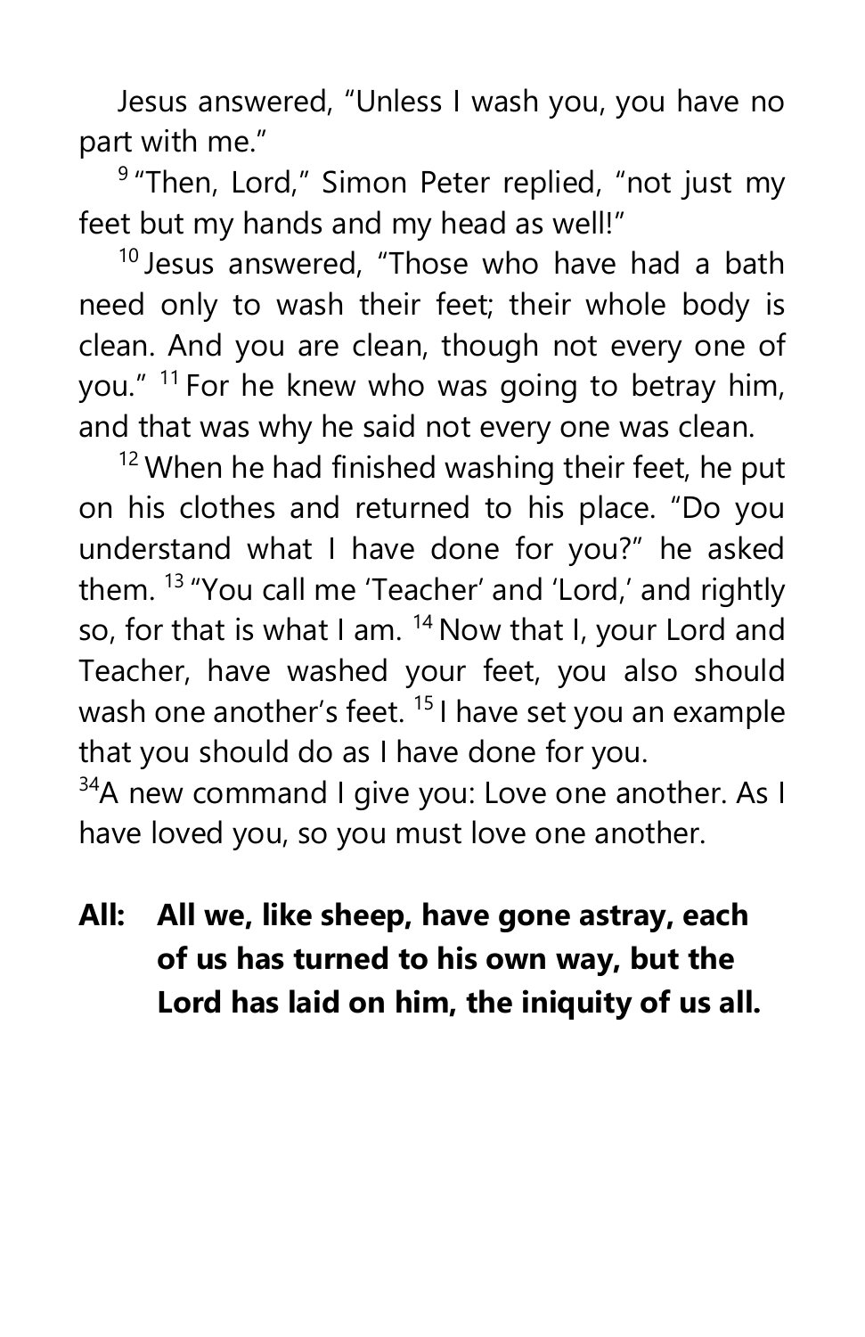Jesus answered, "Unless I wash you, you have no part with me."

[9] "Then, Lord," Simon Peter replied, "not just my feet but my hands and my head as well!"

[10] Jesus answered, "Those who have had a bath need only to wash their feet; their whole body is clean. And you are clean, though not every one of you." [11] For he knew who was going to betray him, and that was why he said not every one was clean.

[12] When he had finished washing their feet, he put on his clothes and returned to his place. "Do you understand what I have done for you?" he asked them. [13] "You call me 'Teacher' and 'Lord,' and rightly so, for that is what I am. [14] Now that I, your Lord and Teacher, have washed your feet, you also should wash one another's feet. [15] I have set you an example that you should do as I have done for you.

[34]A new command I give you: Love one another. As I have loved you, so you must love one another.

**All: All we, like sheep, have gone astray, each of us has turned to his own way, but the Lord has laid on him, the iniquity of us all.**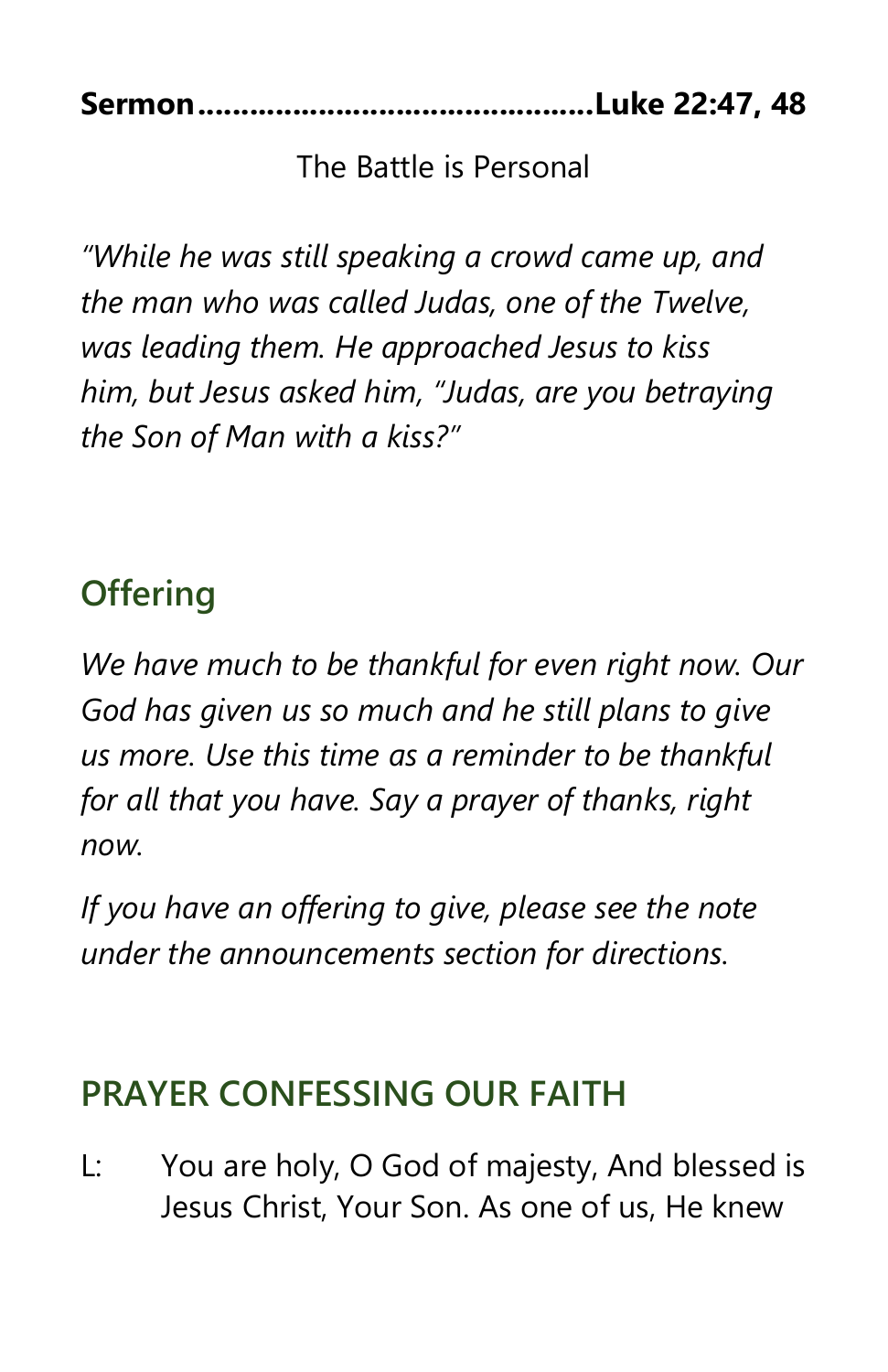**Sermon..........................................Luke 22:47, 48**

The Battle is Personal

*"While he was still speaking a crowd came up, and the man who was called Judas, one of the Twelve, was leading them. He approached Jesus to kiss him, but Jesus asked him, "Judas, are you betraying the Son of Man with a kiss?"*

## Offering

*We have much to be thankful for even right now. Our God has given us so much and he still plans to give us more. Use this time as a reminder to be thankful for all that you have. Say a prayer of thanks, right now.*

*If you have an offering to give, please see the note under the announcements section for directions.*

## PRAYER CONFESSING OUR FAITH

L: You are holy, O God of majesty, And blessed is Jesus Christ, Your Son. As one of us, He knew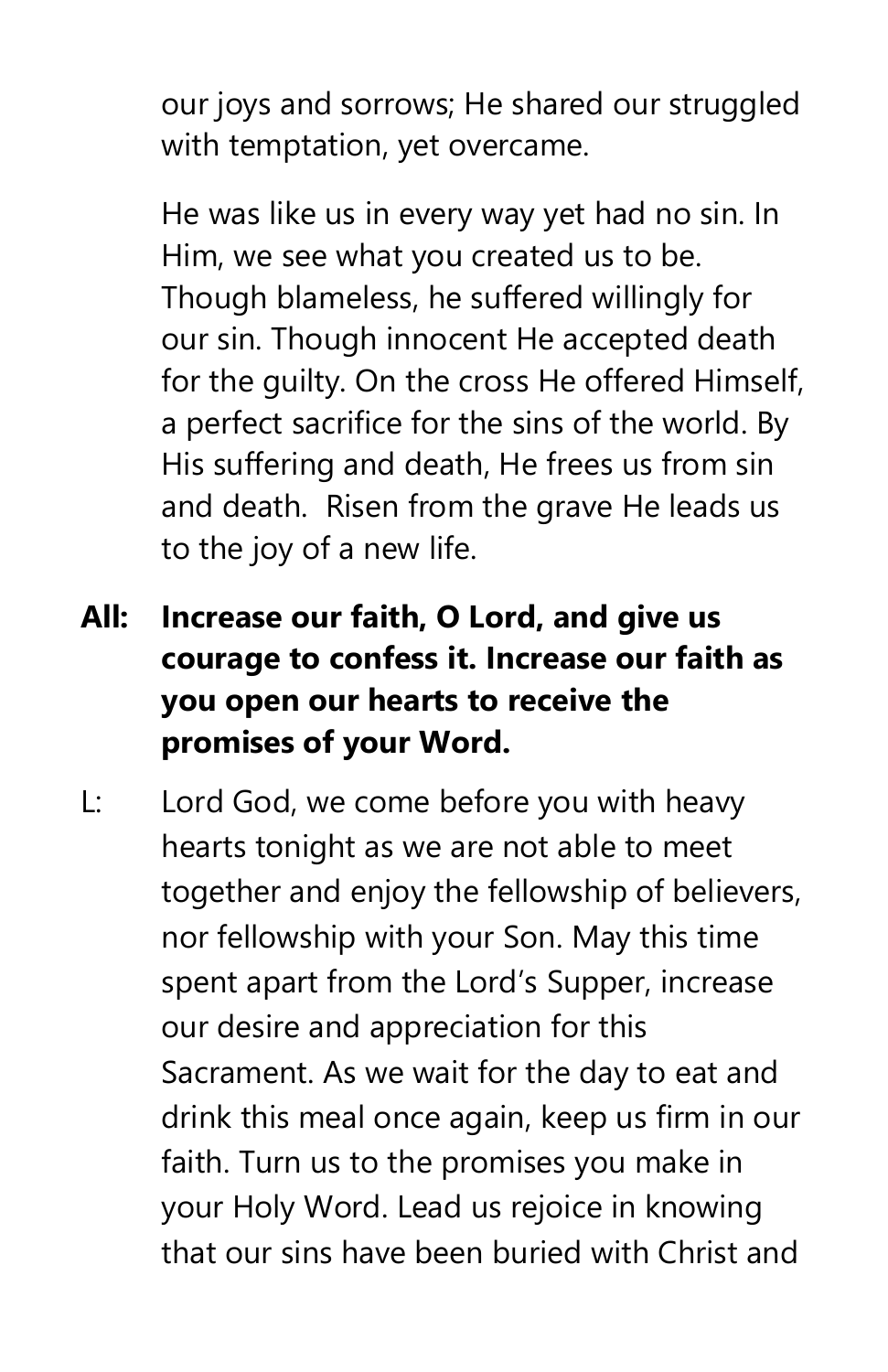our joys and sorrows; He shared our struggled with temptation, yet overcame.

He was like us in every way yet had no sin. In Him, we see what you created us to be. Though blameless, he suffered willingly for our sin. Though innocent He accepted death for the guilty. On the cross He offered Himself, a perfect sacrifice for the sins of the world. By His suffering and death, He frees us from sin and death.  Risen from the grave He leads us to the joy of a new life.

**All: Increase our faith, O Lord, and give us courage to confess it. Increase our faith as you open our hearts to receive the promises of your Word.**

L: Lord God, we come before you with heavy hearts tonight as we are not able to meet together and enjoy the fellowship of believers, nor fellowship with your Son. May this time spent apart from the Lord's Supper, increase our desire and appreciation for this Sacrament. As we wait for the day to eat and drink this meal once again, keep us firm in our faith. Turn us to the promises you make in your Holy Word. Lead us rejoice in knowing that our sins have been buried with Christ and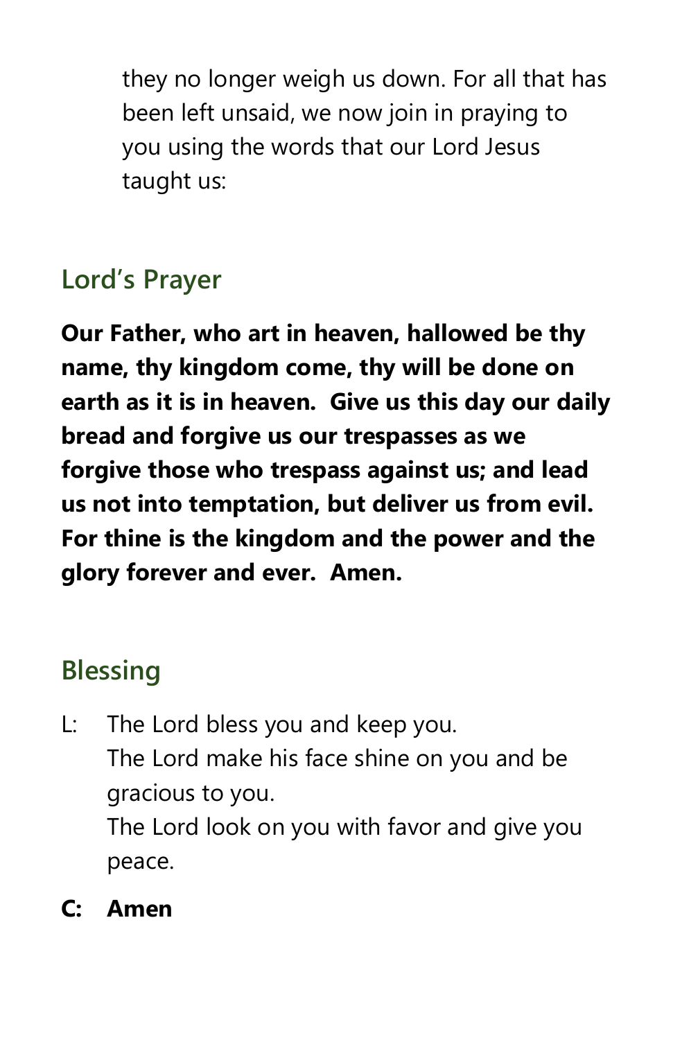they no longer weigh us down. For all that has been left unsaid, we now join in praying to you using the words that our Lord Jesus taught us:

## Lord's Prayer

**Our Father, who art in heaven, hallowed be thy name, thy kingdom come, thy will be done on earth as it is in heaven. Give us this day our daily bread and forgive us our trespasses as we forgive those who trespass against us; and lead us not into temptation, but deliver us from evil. For thine is the kingdom and the power and the glory forever and ever. Amen.**

## Blessing

L: The Lord bless you and keep you.
The Lord make his face shine on you and be gracious to you.
The Lord look on you with favor and give you peace.

**C: Amen**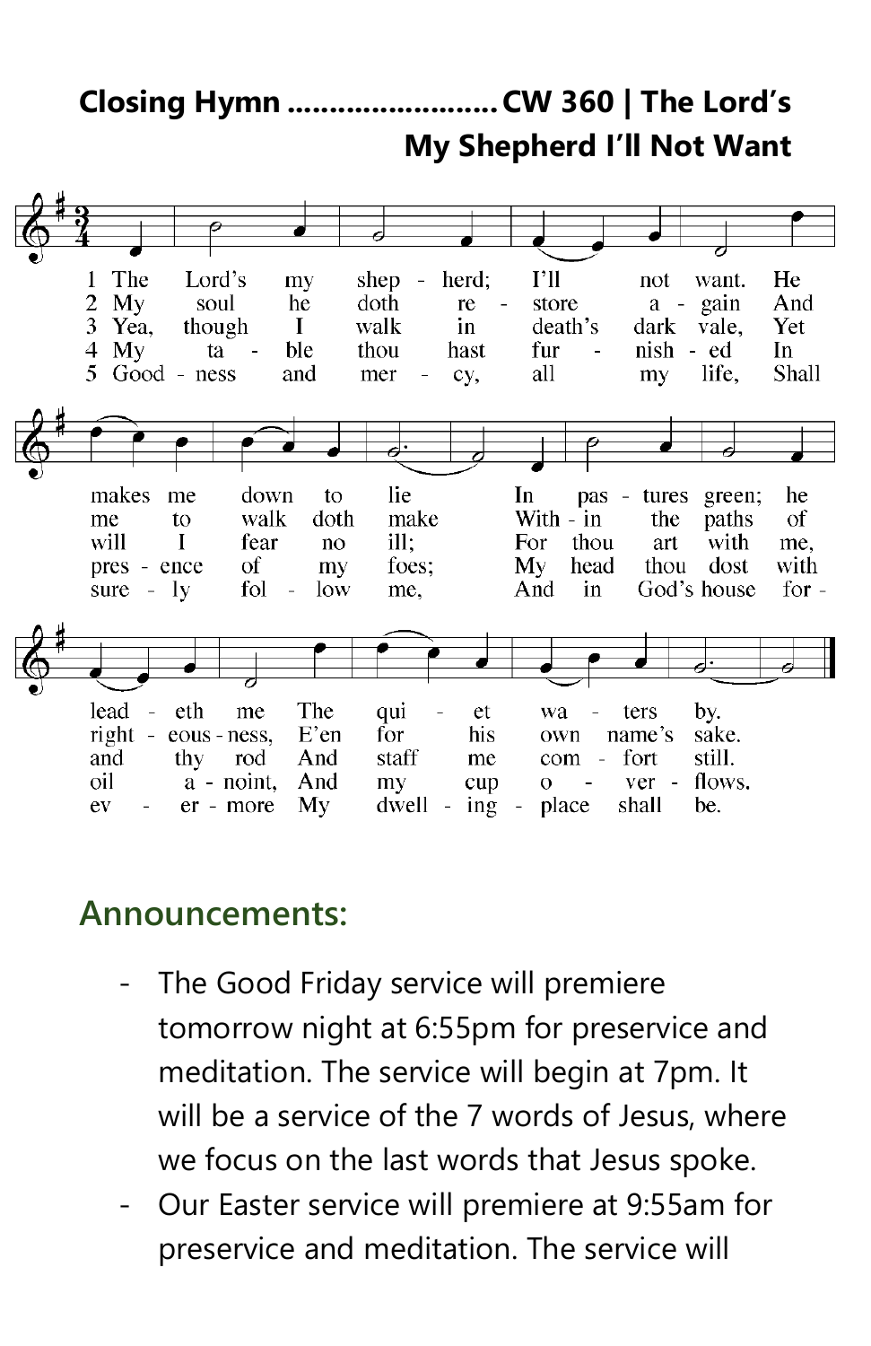**Closing Hymn .......................... CW 360 | The Lord's My Shepherd I'll Not Want**

1. The Lord's my shepherd; I'll not want. He makes me down to lie In pastures green; he leadeth me The quiet waters by.
2. My soul he doth restore again And me to walk doth make Within the paths of righteousness, E'en for his own name's sake.
3. Yea, though I walk in death's dark vale, Yet will I fear no ill; For thou art with me, and thy rod And staff me comfort still.
4. My table thou hast furnished In presence of my foes; My head thou dost with oil anoint, And my cup overflows.
5. Goodness and mercy, all my life, Shall surely follow me, And in God's house forevermore My dwelling-place shall be.

## Announcements:

- The Good Friday service will premiere tomorrow night at 6:55pm for preservice and meditation. The service will begin at 7pm. It will be a service of the 7 words of Jesus, where we focus on the last words that Jesus spoke.
- Our Easter service will premiere at 9:55am for preservice and meditation. The service will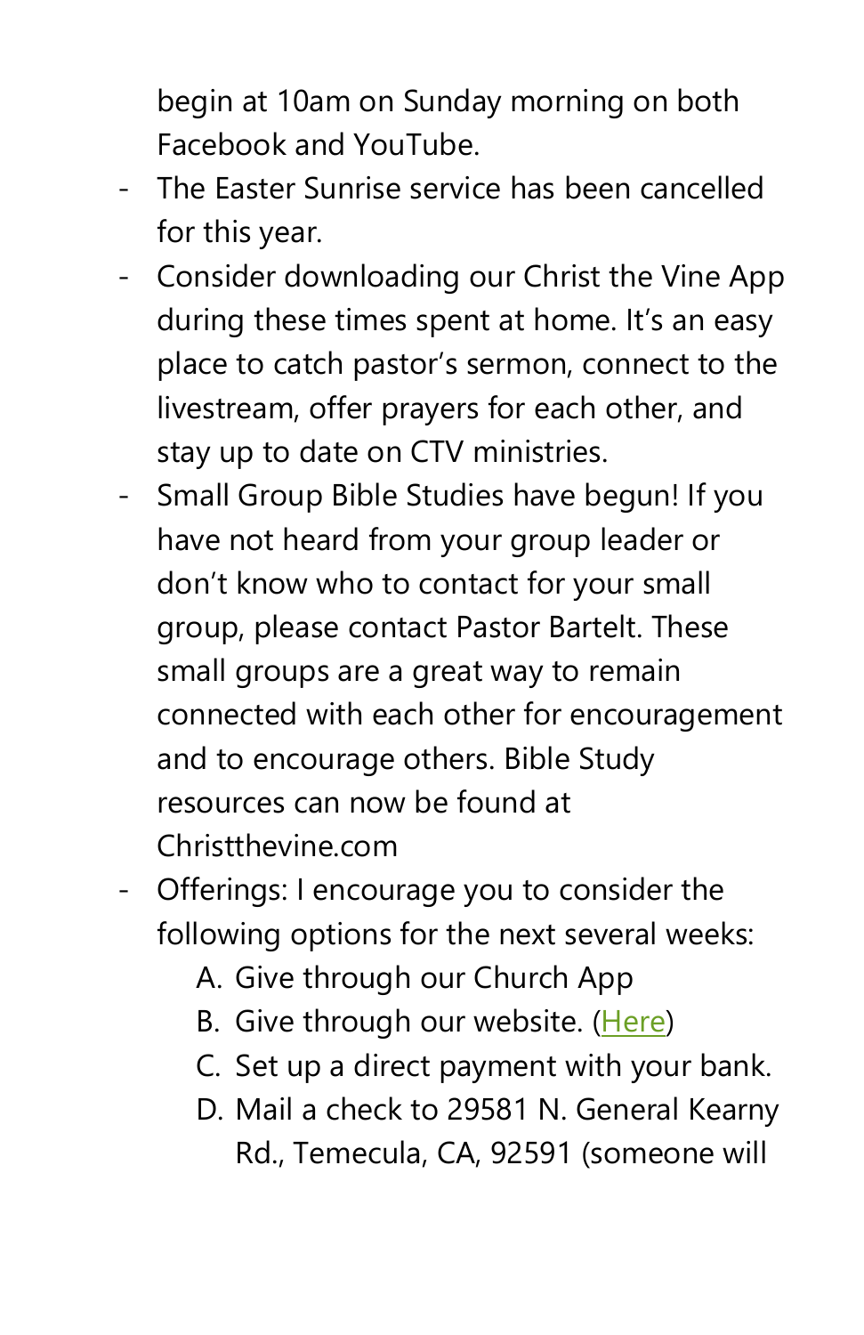begin at 10am on Sunday morning on both Facebook and YouTube.

- The Easter Sunrise service has been cancelled for this year.
- Consider downloading our Christ the Vine App during these times spent at home. It's an easy place to catch pastor's sermon, connect to the livestream, offer prayers for each other, and stay up to date on CTV ministries.
- Small Group Bible Studies have begun! If you have not heard from your group leader or don't know who to contact for your small group, please contact Pastor Bartelt. These small groups are a great way to remain connected with each other for encouragement and to encourage others. Bible Study resources can now be found at Christthevine.com
- Offerings: I encourage you to consider the following options for the next several weeks:
  A. Give through our Church App
  B. Give through our website. (Here)
  C. Set up a direct payment with your bank.
  D. Mail a check to 29581 N. General Kearny Rd., Temecula, CA, 92591 (someone will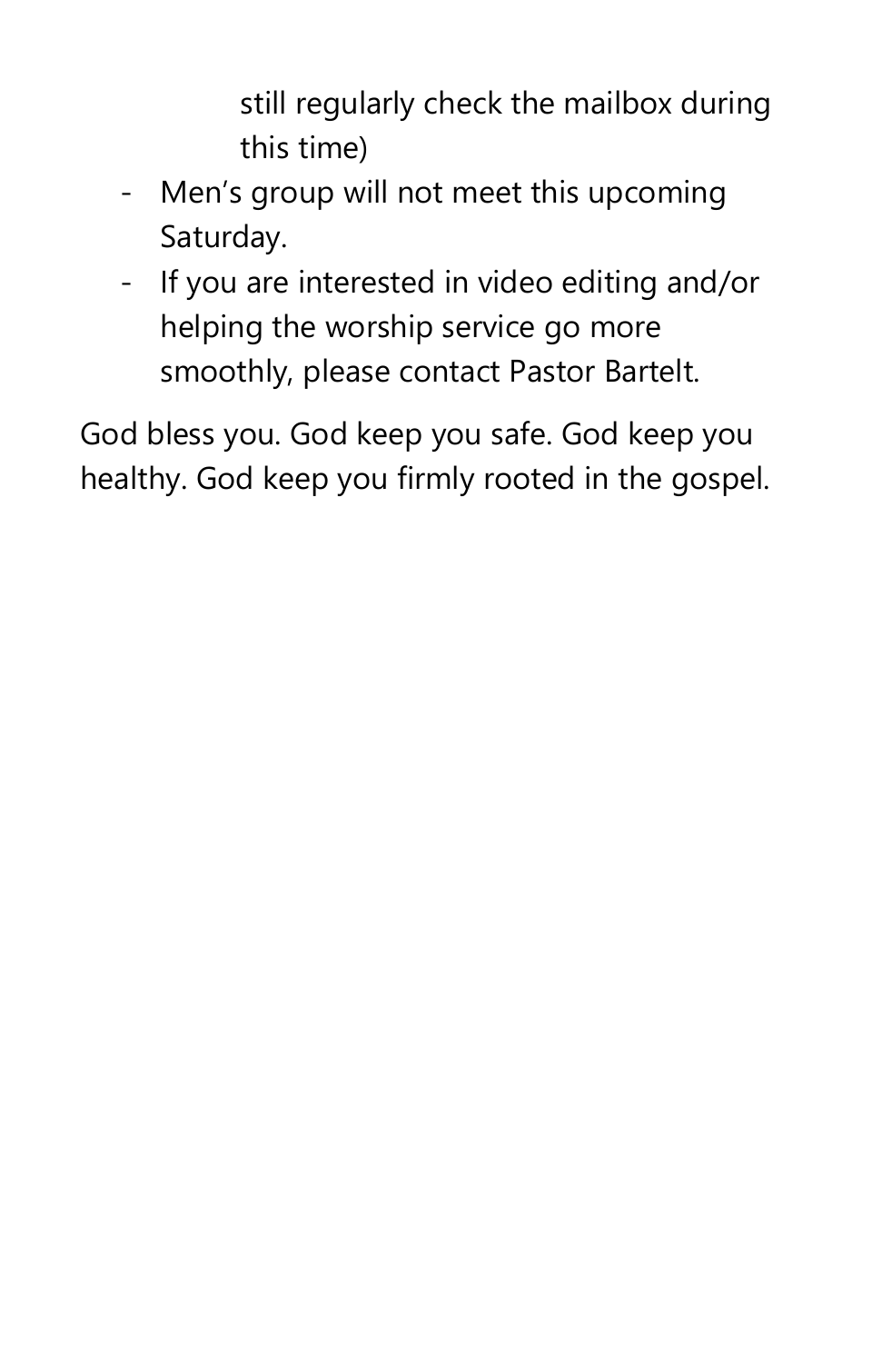still regularly check the mailbox during this time)

- Men's group will not meet this upcoming Saturday.
- If you are interested in video editing and/or helping the worship service go more smoothly, please contact Pastor Bartelt.

God bless you. God keep you safe. God keep you healthy. God keep you firmly rooted in the gospel.